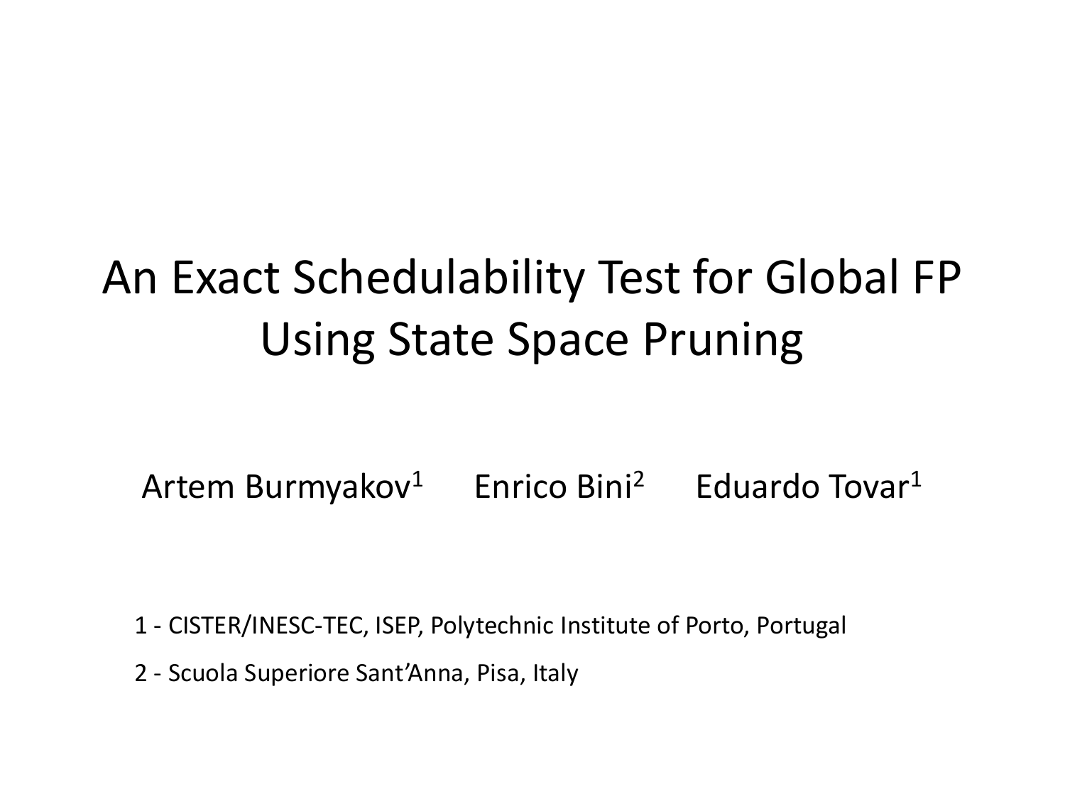# An Exact Schedulability Test for Global FP Using State Space Pruning

Artem Burmyakov[1] Enrico Bini[2] Eduardo Tovar[1]

1 - CISTER/INESC-TEC, ISEP, Polytechnic Institute of Porto, Portugal

2 - Scuola Superiore Sant'Anna, Pisa, Italy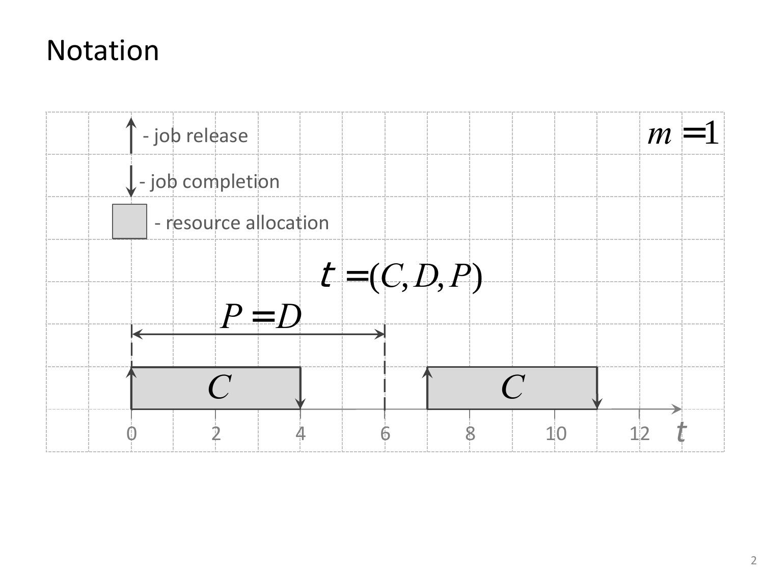# Notation

- job release

- job completion

- resource allocation

$m = 1$

$\tau = (C, D, P)$

$P = D$

$C$

$C$

0 2 4 6 8 10 12 $t$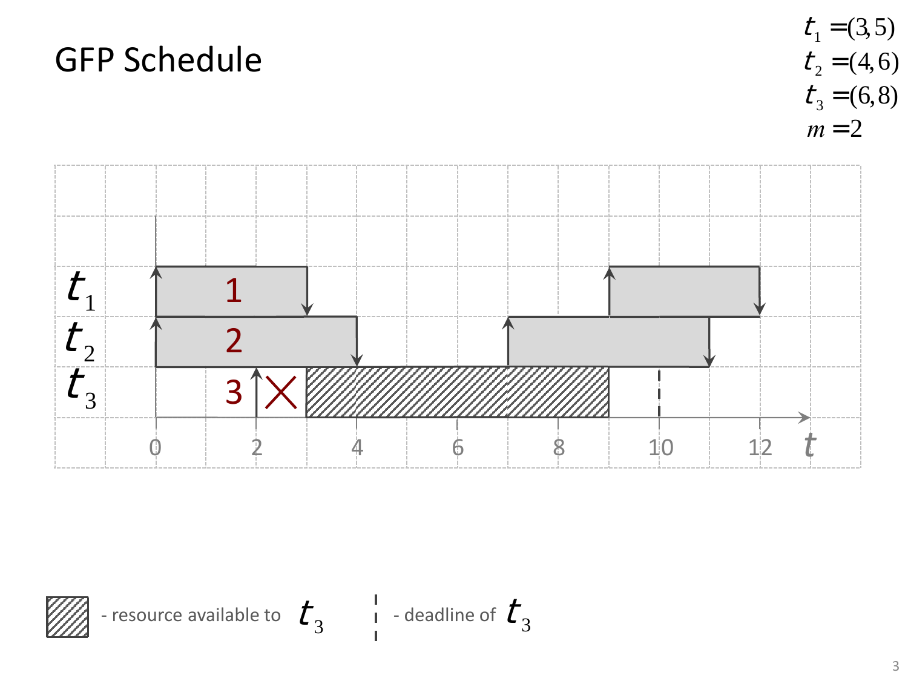# GFP Schedule

$t_1 = (3, 5)$
$t_2 = (4, 6)$
$t_3 = (6, 8)$
$m = 2$

- resource available to $t_3$

- deadline of $t_3$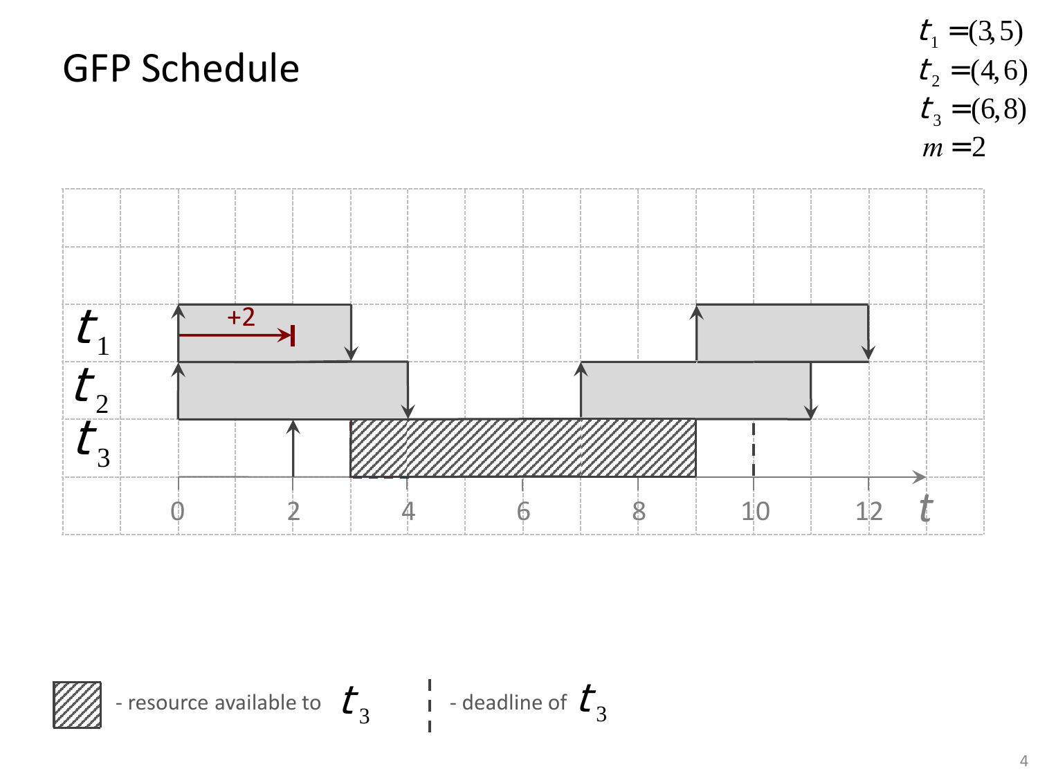# GFP Schedule

$t_1 = (3, 5)$

$t_2 = (4, 6)$

$t_3 = (6, 8)$

$m = 2$

$t_1$

$t_2$

$t_3$

+2

0 2 4 6 8 10 12 $t$

- resource available to $t_3$

- deadline of $t_3$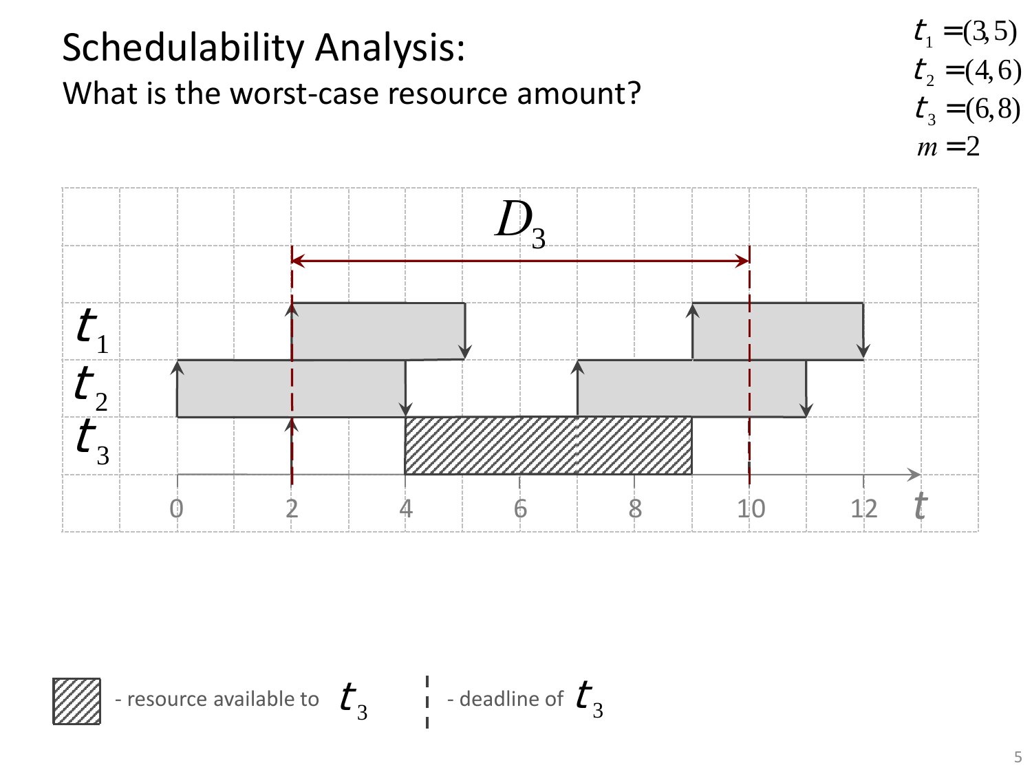# Schedulability Analysis:

What is the worst-case resource amount?

$t_1 = (3, 5)$
$t_2 = (4, 6)$
$t_3 = (6, 8)$
$m = 2$

$D_3$

$t_1$

$t_2$

$t_3$

0 2 4 6 8 10 12 $t$

- resource available to $t_3$

- deadline of $t_3$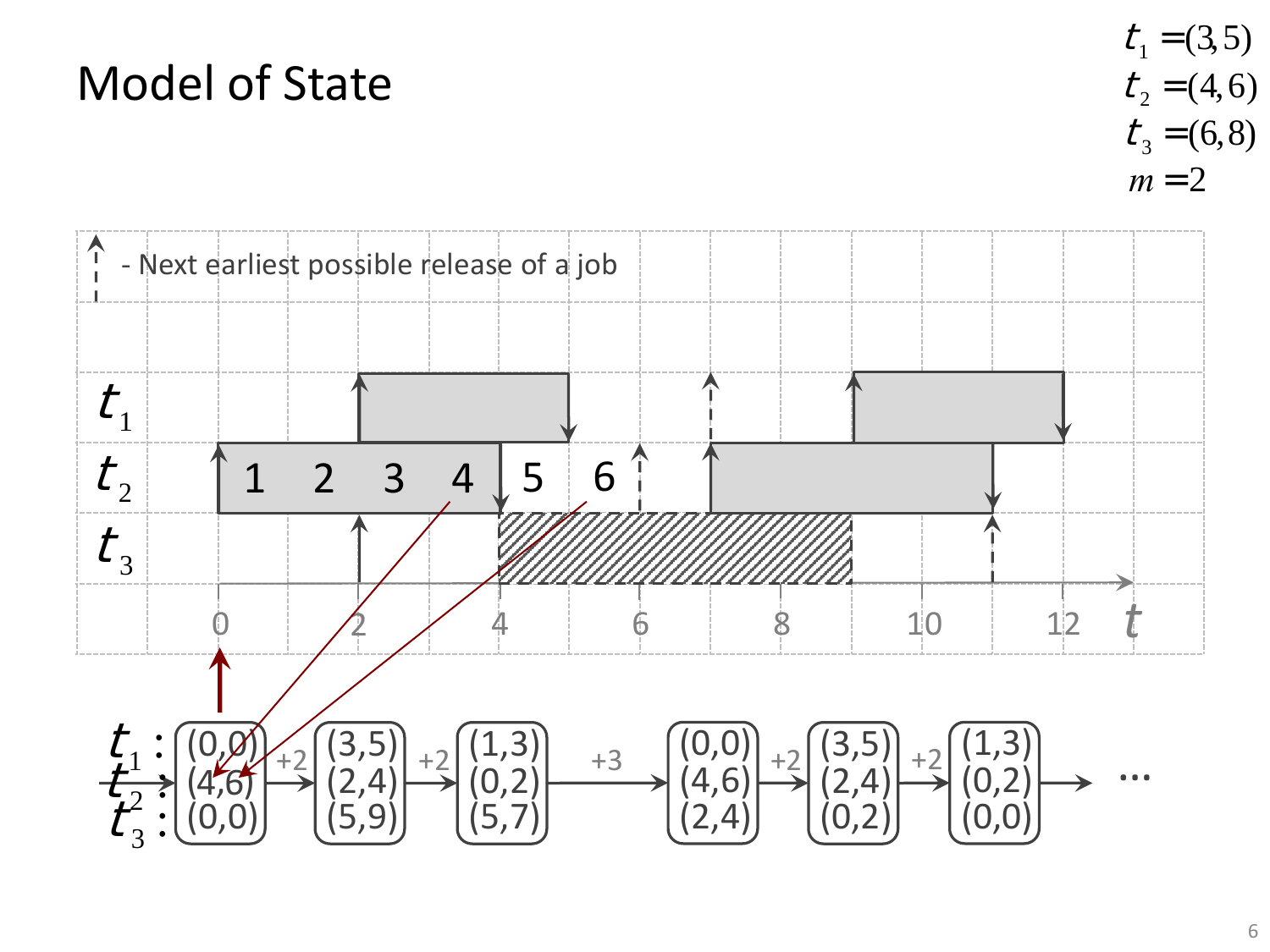# Model of State

$t_1 = (3, 5)$
$t_2 = (4, 6)$
$t_3 = (6, 8)$
$m = 2$

- Next earliest possible release of a job

$t_1$

$t_2$: 1 2 3 4 5 6

$t_3$

0 2 4 6 8 10 12 $t$

| | State 1 | | State 2 | | State 3 | | State 4 | | State 5 | | State 6 | |
|---|---|---|---|---|---|---|---|---|---|---|---|---|
| $t_1$: | (0,0) | +2 | (3,5) | +2 | (1,3) | +3 | (0,0) | +2 | (3,5) | +2 | (1,3) | … |
| $t_2$: | (4,6) | | (2,4) | | (0,2) | | (4,6) | | (2,4) | | (0,2) | |
| $t_3$: | (0,0) | | (5,9) | | (5,7) | | (2,4) | | (0,2) | | (0,0) | |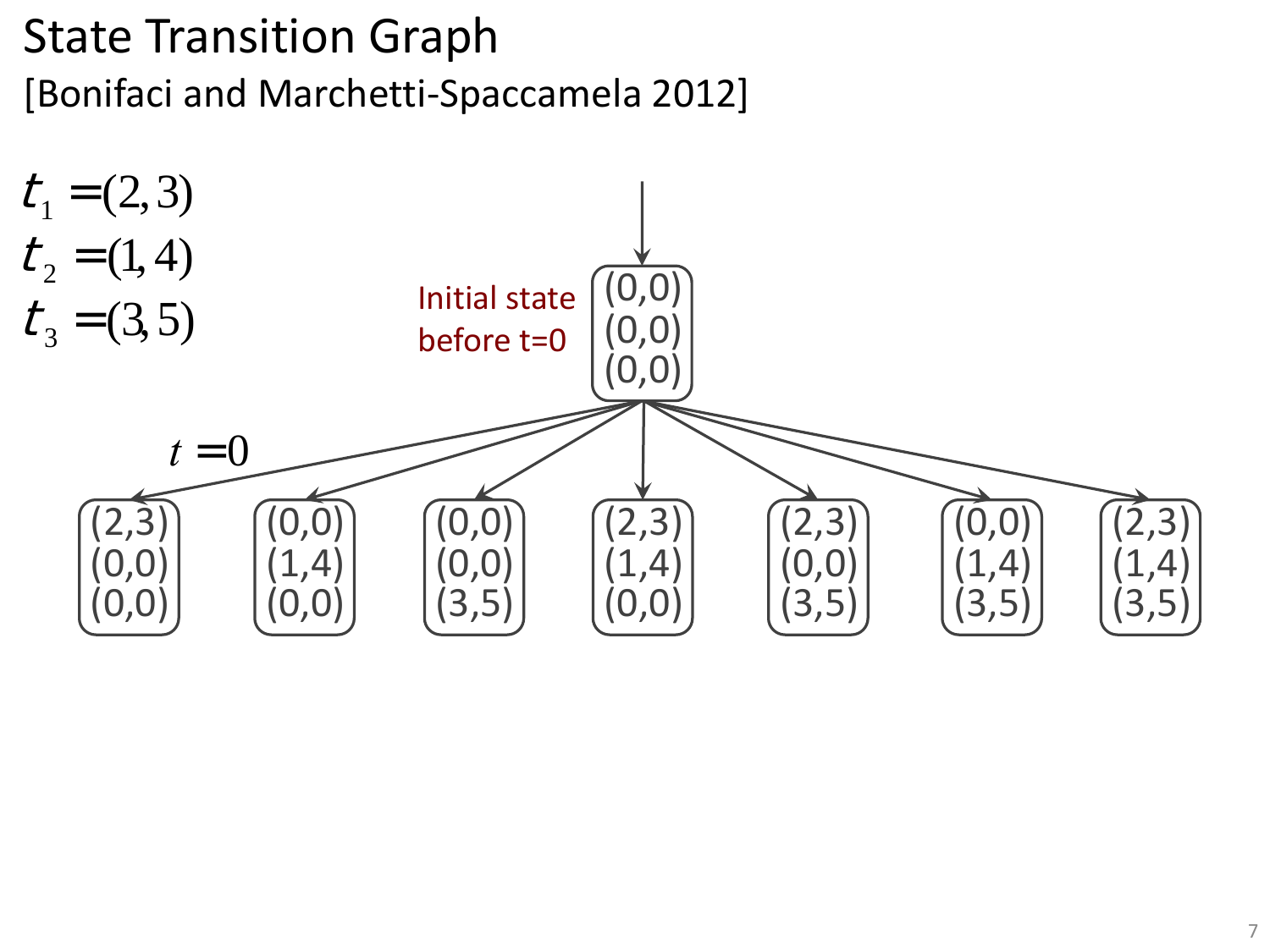# State Transition Graph

[Bonifaci and Marchetti-Spaccamela 2012]

$t_1 = (2,3)$

$t_2 = (1,4)$

$t_3 = (3,5)$

Initial state before t=0

(0,0)
(0,0)
(0,0)

$t = 0$

| (2,3) | (0,0) | (0,0) | (2,3) | (2,3) | (0,0) | (2,3) |
|---|---|---|---|---|---|---|
| (0,0) | (1,4) | (0,0) | (1,4) | (0,0) | (1,4) | (1,4) |
| (0,0) | (0,0) | (3,5) | (0,0) | (3,5) | (3,5) | (3,5) |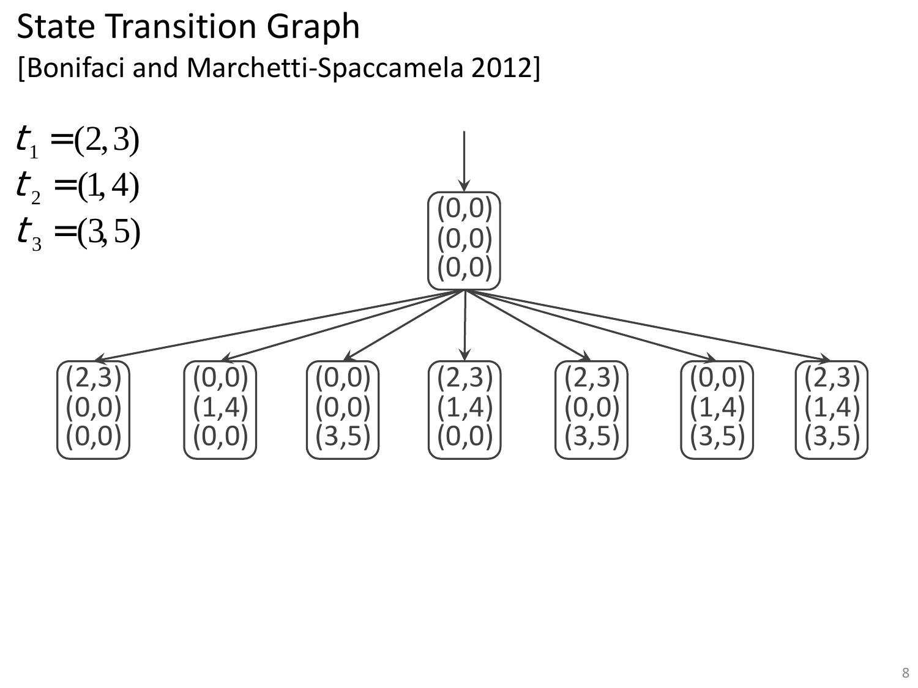# State Transition Graph

[Bonifaci and Marchetti-Spaccamela 2012]

$t_1 = (2,3)$

$t_2 = (1,4)$

$t_3 = (3,5)$

(0,0)
(0,0)
(0,0)

(2,3)
(0,0)
(0,0)

(0,0)
(1,4)
(0,0)

(0,0)
(0,0)
(3,5)

(2,3)
(1,4)
(0,0)

(2,3)
(0,0)
(3,5)

(0,0)
(1,4)
(3,5)

(2,3)
(1,4)
(3,5)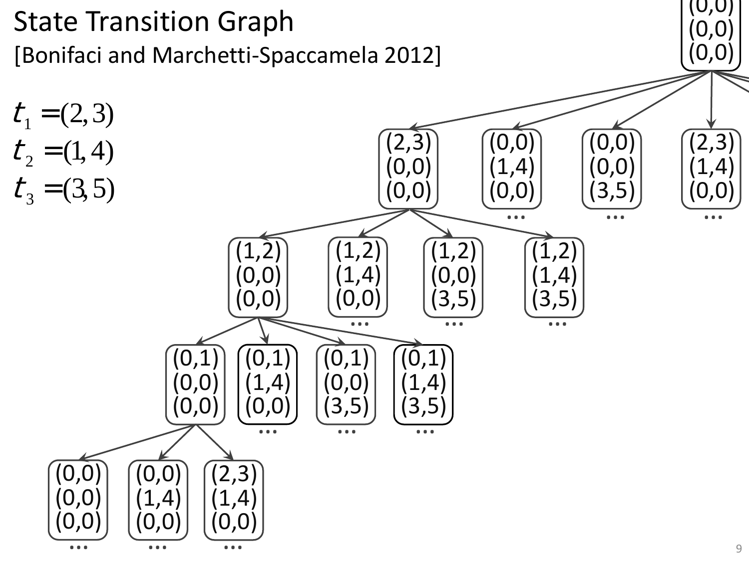# State Transition Graph

[Bonifaci and Marchetti-Spaccamela 2012]

$t_1 = (2, 3)$

$t_2 = (1, 4)$

$t_3 = (3, 5)$

Root: (0,0) (0,0) (0,0)

Children of root:
- (2,3) (0,0) (0,0)
- (0,0) (1,4) (0,0) …
- (0,0) (0,0) (3,5) …
- (2,3) (1,4) (0,0) …

Children of (2,3) (0,0) (0,0):
- (1,2) (0,0) (0,0)
- (1,2) (1,4) (0,0) …
- (1,2) (0,0) (3,5) …
- (1,2) (1,4) (3,5) …

Children of (1,2) (0,0) (0,0):
- (0,1) (0,0) (0,0)
- (0,1) (1,4) (0,0) …
- (0,1) (0,0) (3,5) …
- (0,1) (1,4) (3,5) …

Children of (0,1) (0,0) (0,0):
- (0,0) (0,0) (0,0) …
- (0,0) (1,4) (0,0) …
- (2,3) (1,4) (0,0) …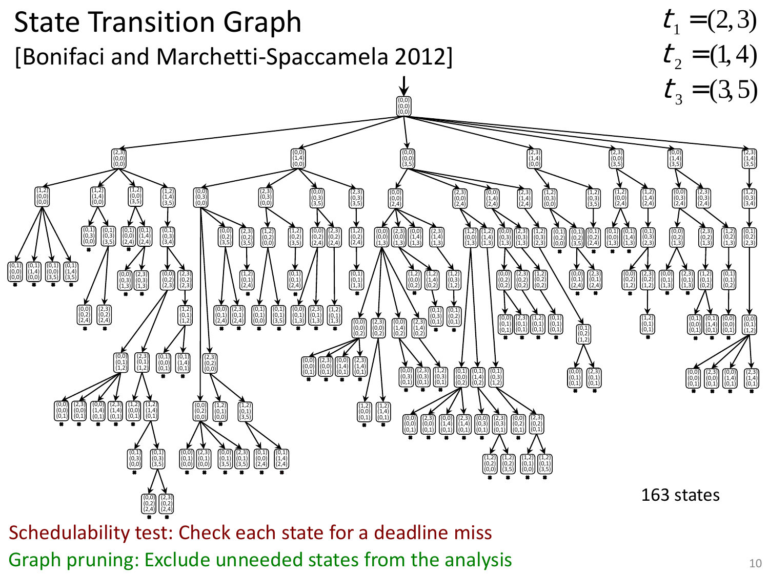# State Transition Graph

[Bonifaci and Marchetti-Spaccamela 2012]

$t_1 = (2,3)$
$t_2 = (1,4)$
$t_3 = (3,5)$

163 states

Schedulability test: Check each state for a deadline miss

Graph pruning: Exclude unneeded states from the analysis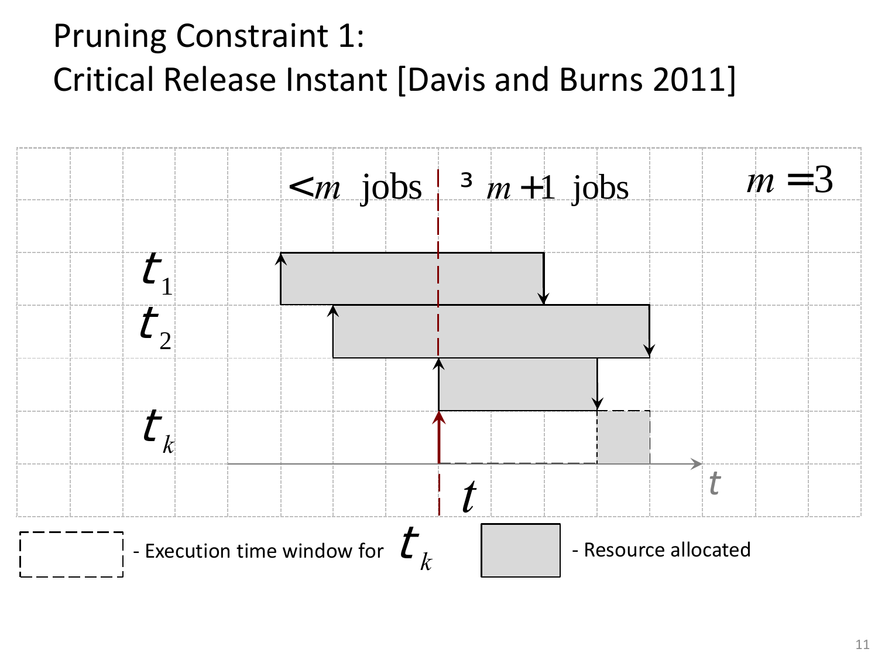# Pruning Constraint 1:
# Critical Release Instant [Davis and Burns 2011]

$< m$ jobs | $\geq m+1$ jobs

$m = 3$

$\tau_1$

$\tau_2$

$\tau_k$

$t$

$t$

- Execution time window for $\tau_k$
- Resource allocated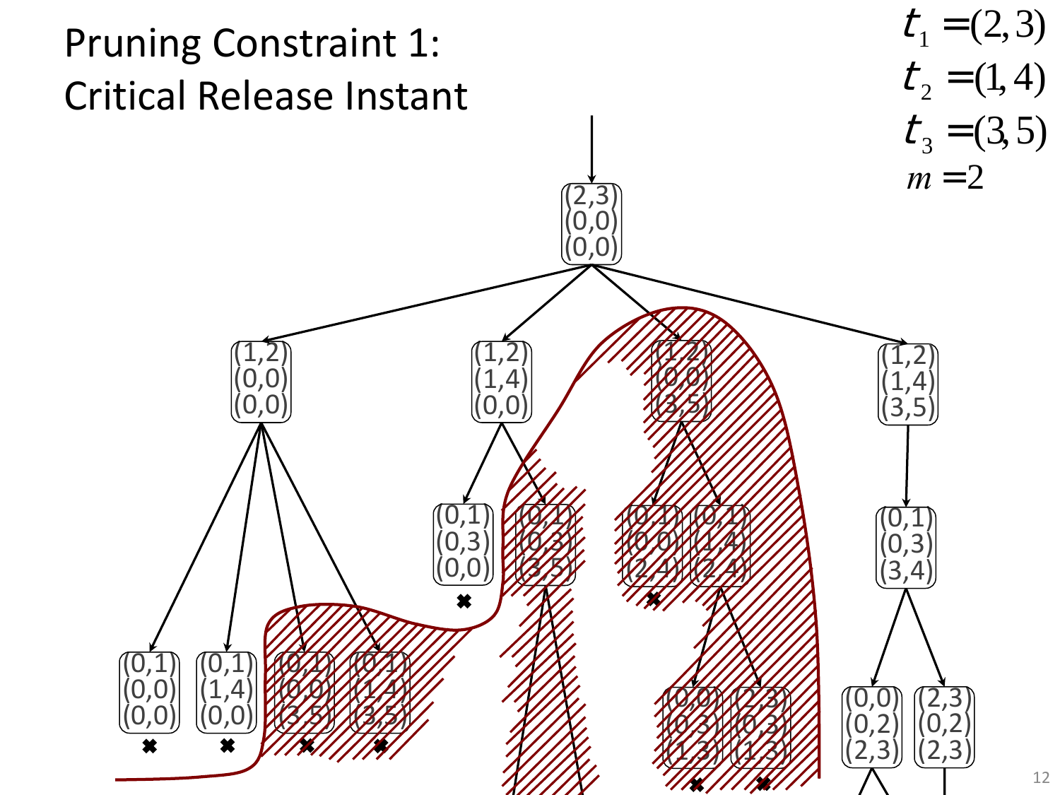# Pruning Constraint 1: Critical Release Instant

$$t_1 = (2,3)$$
$$t_2 = (1,4)$$
$$t_3 = (3,5)$$
$$m = 2$$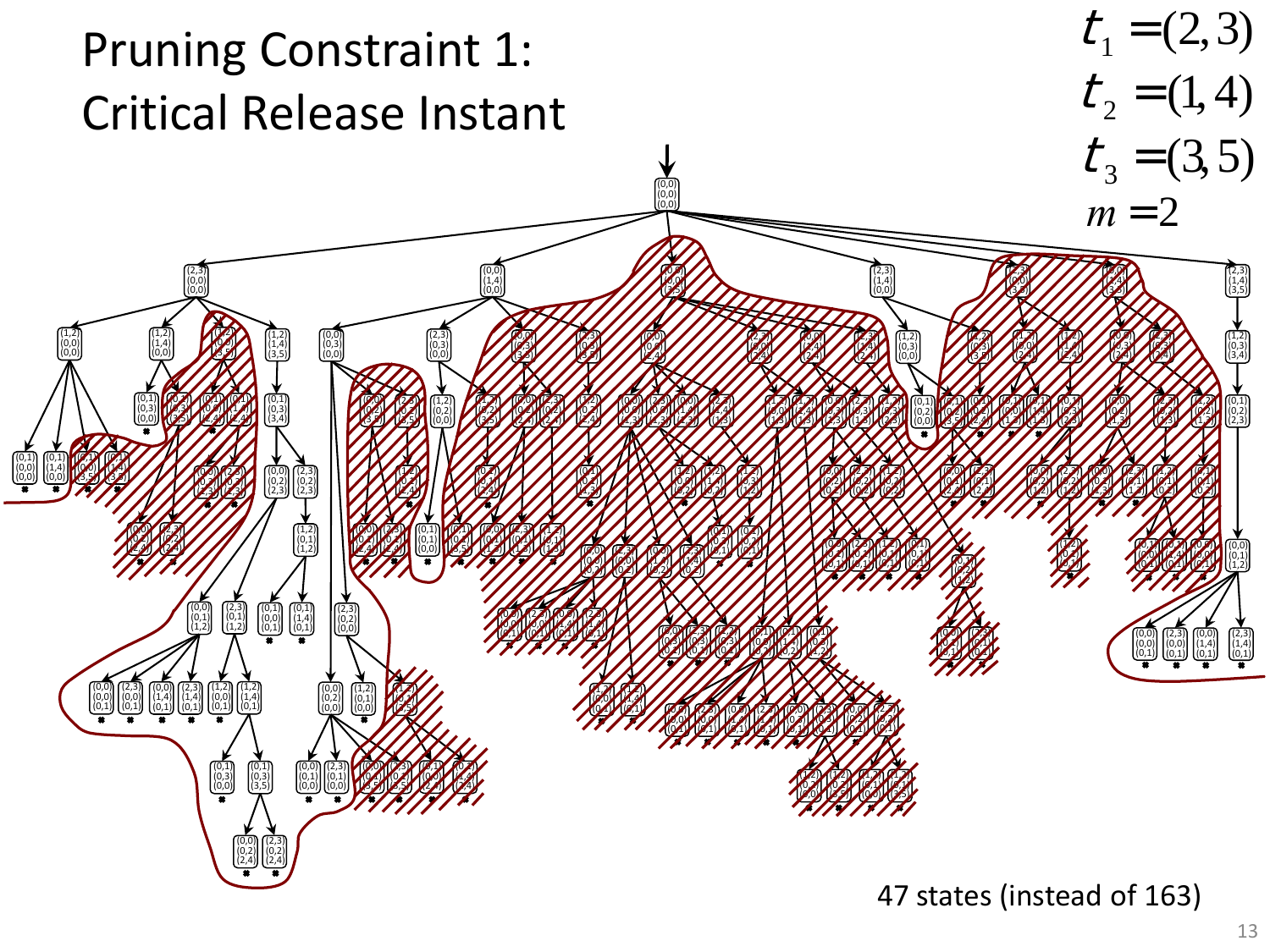# Pruning Constraint 1: Critical Release Instant

$t_1 = (2, 3)$

$t_2 = (1, 4)$

$t_3 = (3, 5)$

$m = 2$

47 states (instead of 163)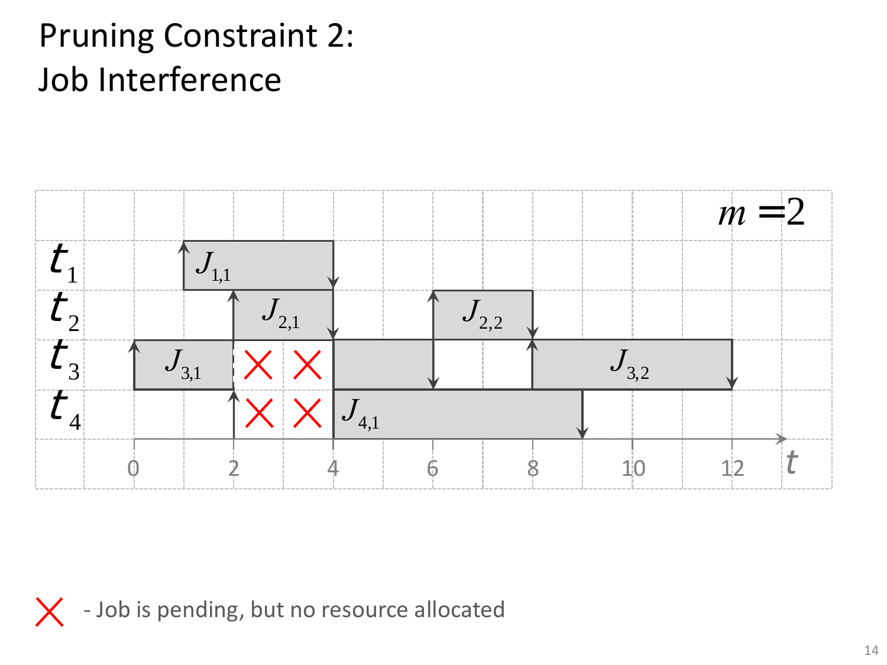# Pruning Constraint 2: Job Interference

$m = 2$

$t_1$: $J_{1,1}$

$t_2$: $J_{2,1}$, $J_{2,2}$

$t_3$: $J_{3,1}$, $J_{3,2}$

$t_4$: $J_{4,1}$

$t$: 0, 2, 4, 6, 8, 10, 12

✕ - Job is pending, but no resource allocated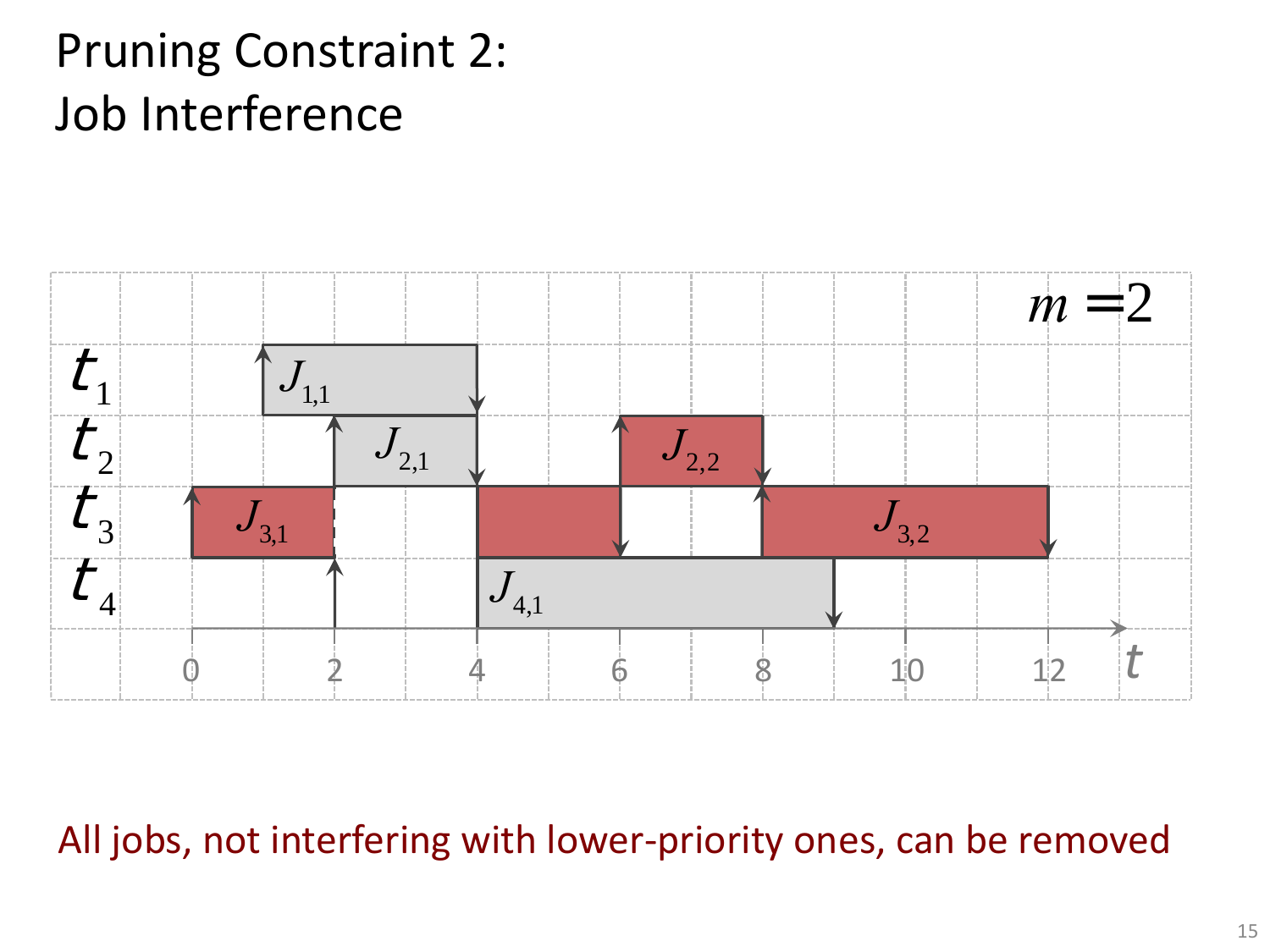# Pruning Constraint 2: Job Interference

$m = 2$

$t_1$: $J_{1,1}$

$t_2$: $J_{2,1}$, $J_{2,2}$

$t_3$: $J_{3,1}$, $J_{3,2}$

$t_4$: $J_{4,1}$

$t$: 0, 2, 4, 6, 8, 10, 12

All jobs, not interfering with lower-priority ones, can be removed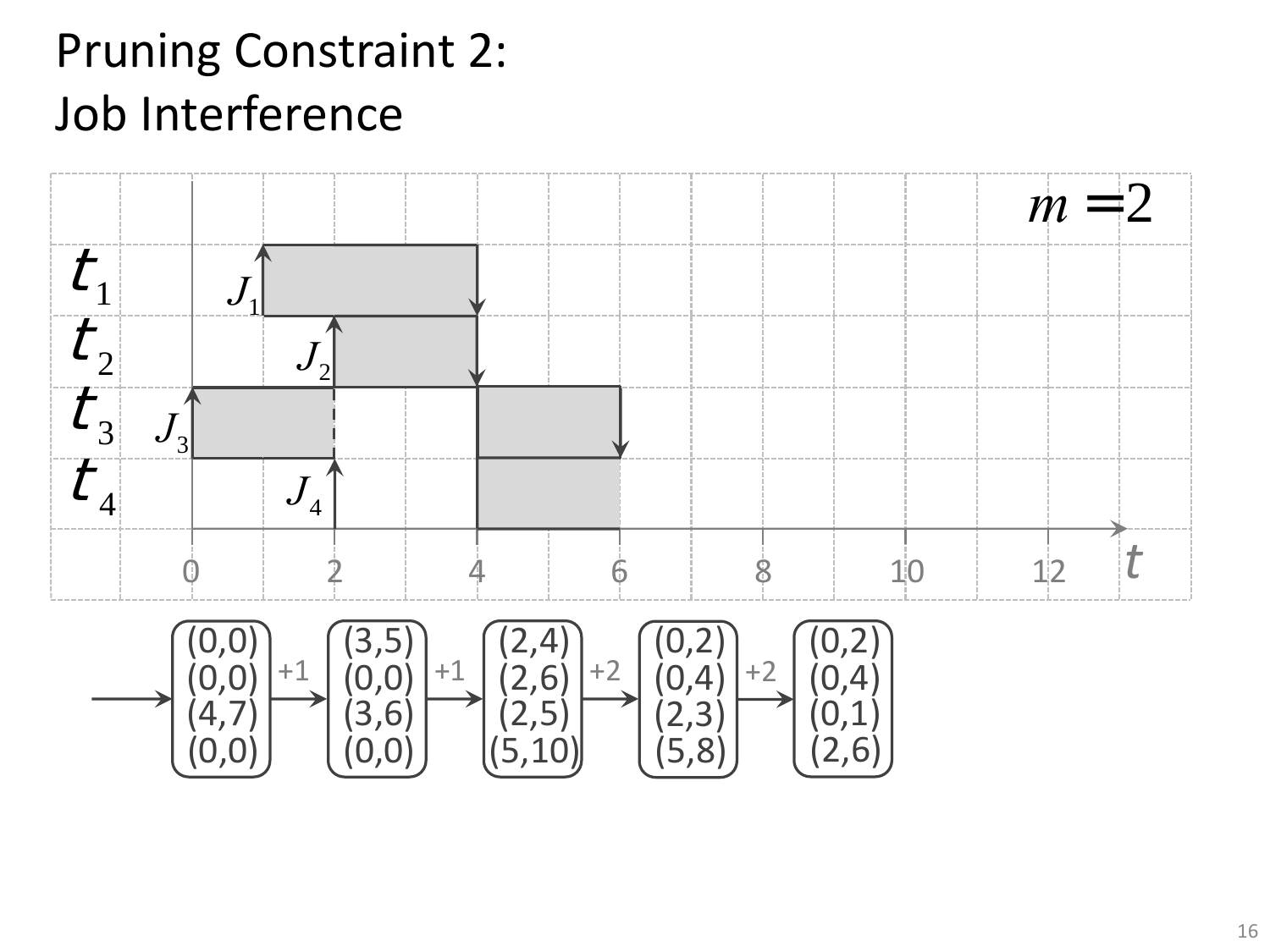# Pruning Constraint 2: Job Interference

$m = 2$

| Task | Job | Start | End |
|---|---|---|---|
| $t_1$ | $J_1$ | 1 | 4 |
| $t_2$ | $J_2$ | 2 | 4 |
| $t_3$ | $J_3$ | 0 | 2 |
| $t_3$ | | 4 | 6 |
| $t_4$ | $J_4$ | 2 | |
| $t_4$ | | 4 | 6 |

$t$: 0, 2, 4, 6, 8, 10, 12

(0,0) (0,0) (4,7) (0,0) → +1 → (3,5) (0,0) (3,6) (0,0) → +1 → (2,4) (2,6) (2,5) (5,10) → +2 → (0,2) (0,4) (2,3) (5,8) → +2 → (0,2) (0,4) (0,1) (2,6)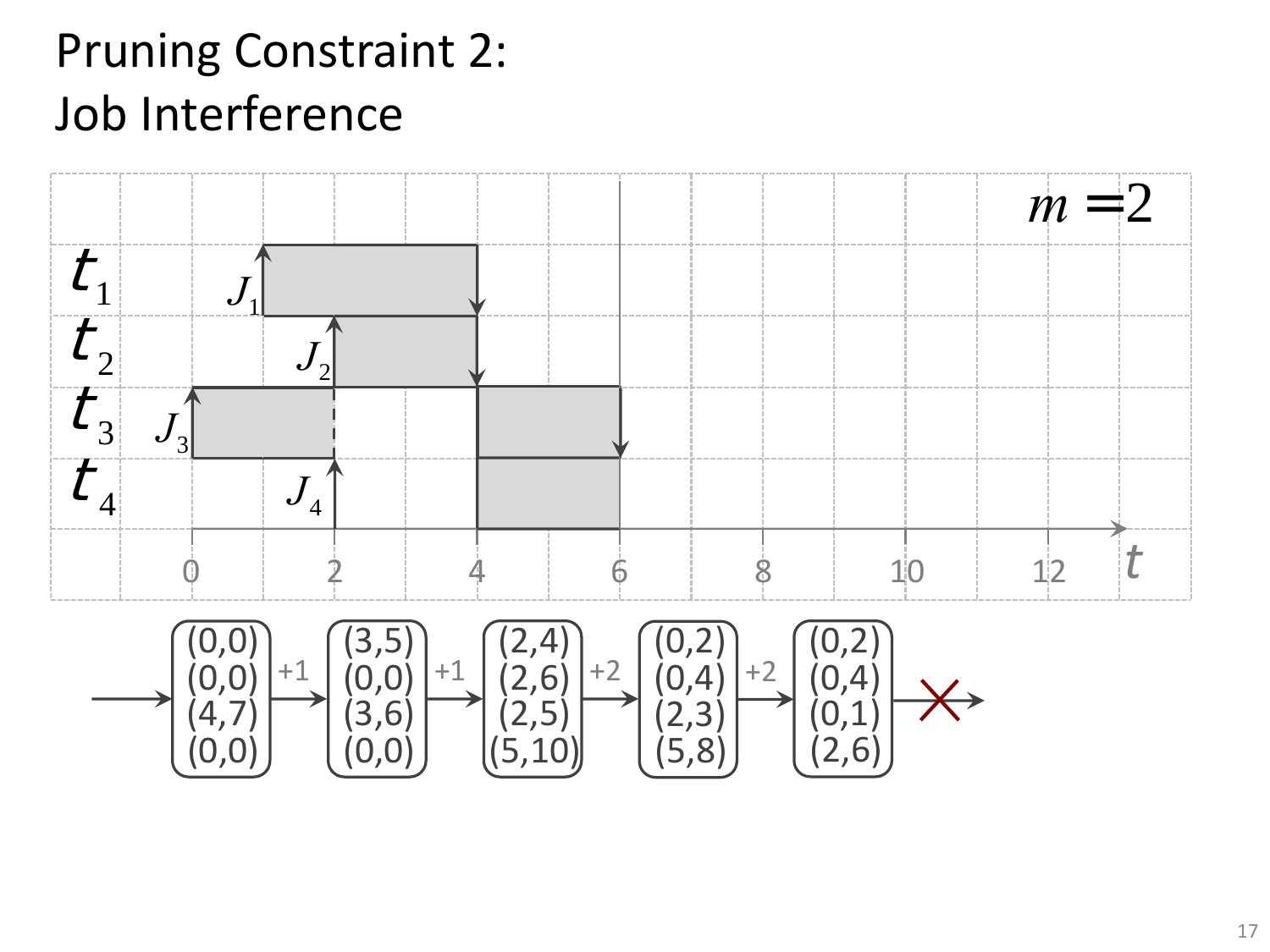# Pruning Constraint 2: Job Interference

$m = 2$

| | $t_1$ | $t_2$ | $t_3$ | $t_4$ |
|---|---|---|---|---|
| State 1 | (0,0) | (0,0) | (4,7) | (0,0) |
| +1 → State 2 | (3,5) | (0,0) | (3,6) | (0,0) |
| +1 → State 3 | (2,4) | (2,6) | (2,5) | (5,10) |
| +2 → State 4 | (0,2) | (0,4) | (2,3) | (5,8) |
| +2 → State 5 | (0,2) | (0,4) | (0,1) | (2,6) |

Jobs: $J_1$, $J_2$, $J_3$, $J_4$ on tasks $t_1$–$t_4$; time axis $t$: 0, 2, 4, 6, 8, 10, 12.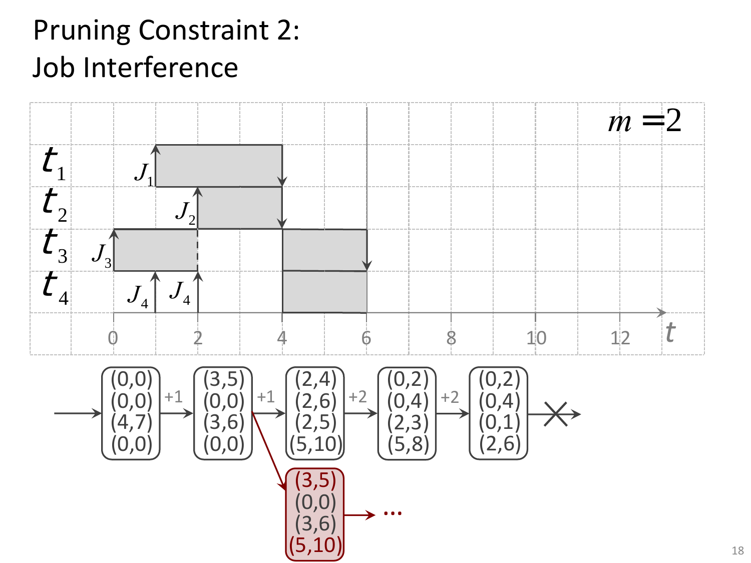# Pruning Constraint 2: Job Interference

$m = 2$

| Task | |
|---|---|
| $t_1$ | $J_1$ |
| $t_2$ | $J_2$ |
| $t_3$ | $J_3$ |
| $t_4$ | $J_4$, $J_4$ |

Time axis $t$: 0, 2, 4, 6, 8, 10, 12

State sequence:

(0,0) (0,0) (4,7) (0,0) → +1 → (3,5) (0,0) (3,6) (0,0) → +1 → (2,4) (2,6) (2,5) (5,10) → +2 → (0,2) (0,4) (2,3) (5,8) → +2 → (0,2) (0,4) (0,1) (2,6) → ✕

Branch from (3,5) (0,0) (3,6) (0,0): → (3,5) (0,0) (3,6) (5,10) → ...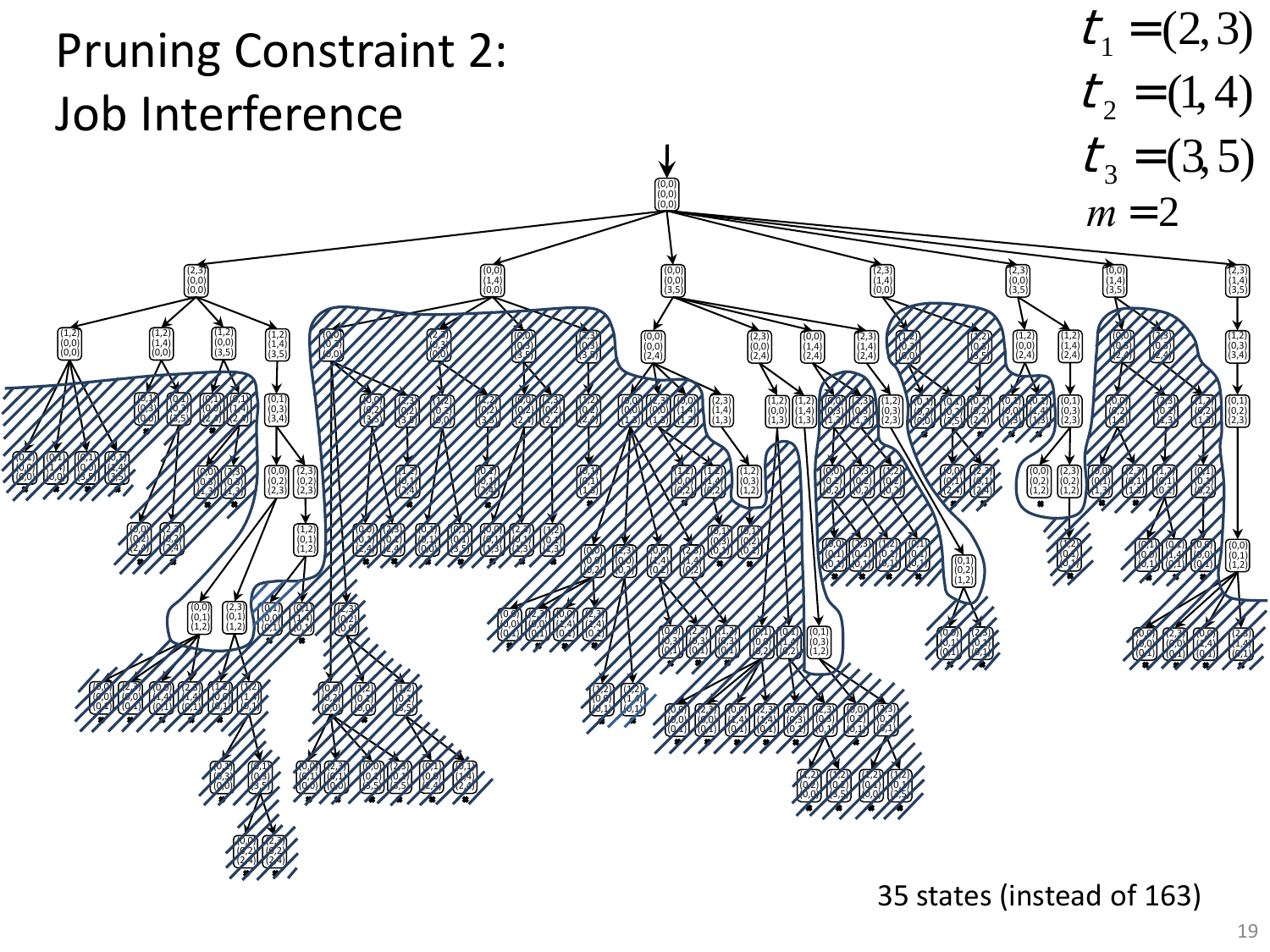# Pruning Constraint 2: Job Interference

$t_1 = (2,3)$

$t_2 = (1,4)$

$t_3 = (3,5)$

$m = 2$

35 states (instead of 163)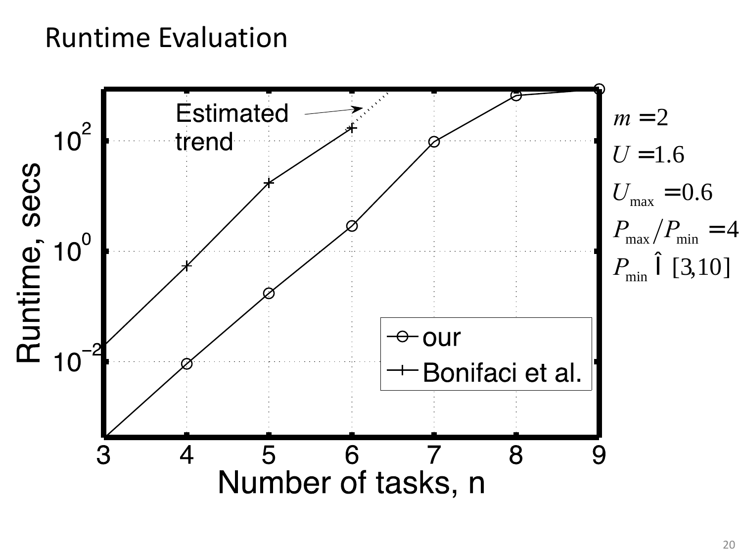# Runtime Evaluation

$m = 2$

$U = 1.6$

$U_{max} = 0.6$

$P_{max}/P_{min} = 4$

$P_{min} \in [3,10]$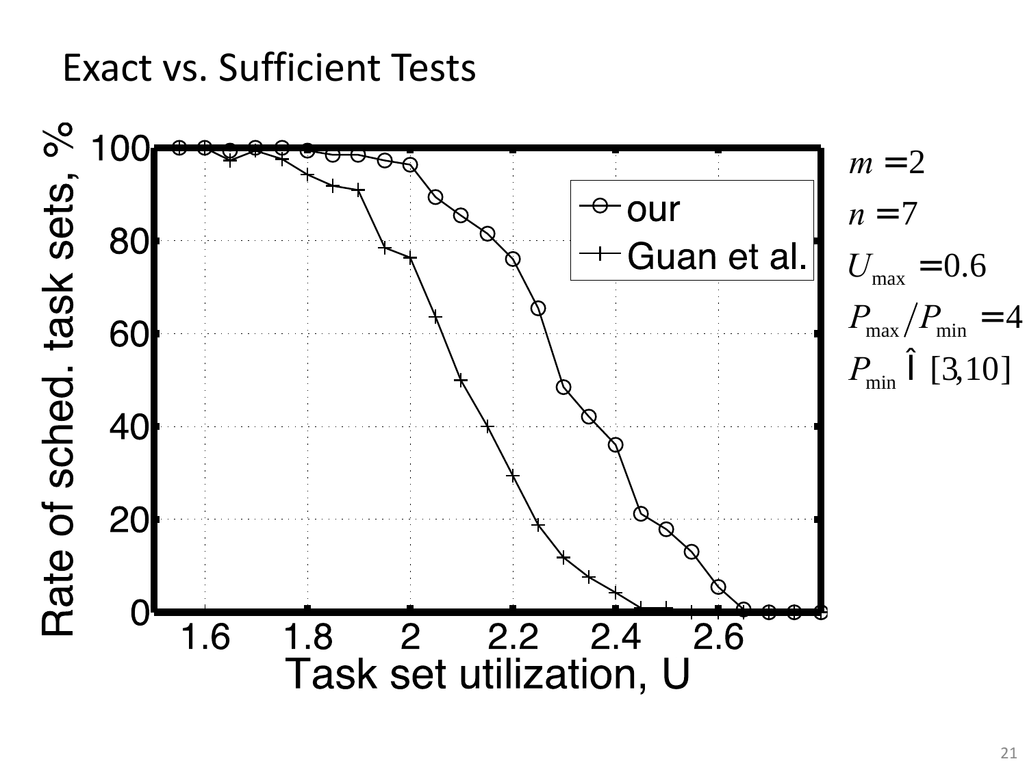# Exact vs. Sufficient Tests

$m = 2$

$n = 7$

$U_{max} = 0.6$

$P_{max}/P_{min} = 4$

$P_{min} \in [3,10]$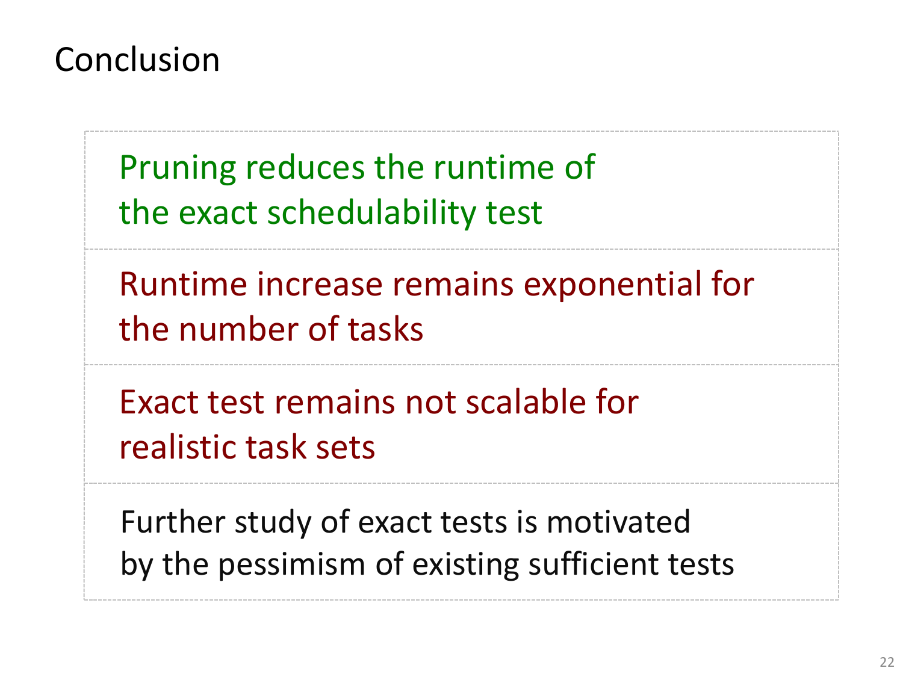# Conclusion

Pruning reduces the runtime of the exact schedulability test

Runtime increase remains exponential for the number of tasks

Exact test remains not scalable for realistic task sets

Further study of exact tests is motivated by the pessimism of existing sufficient tests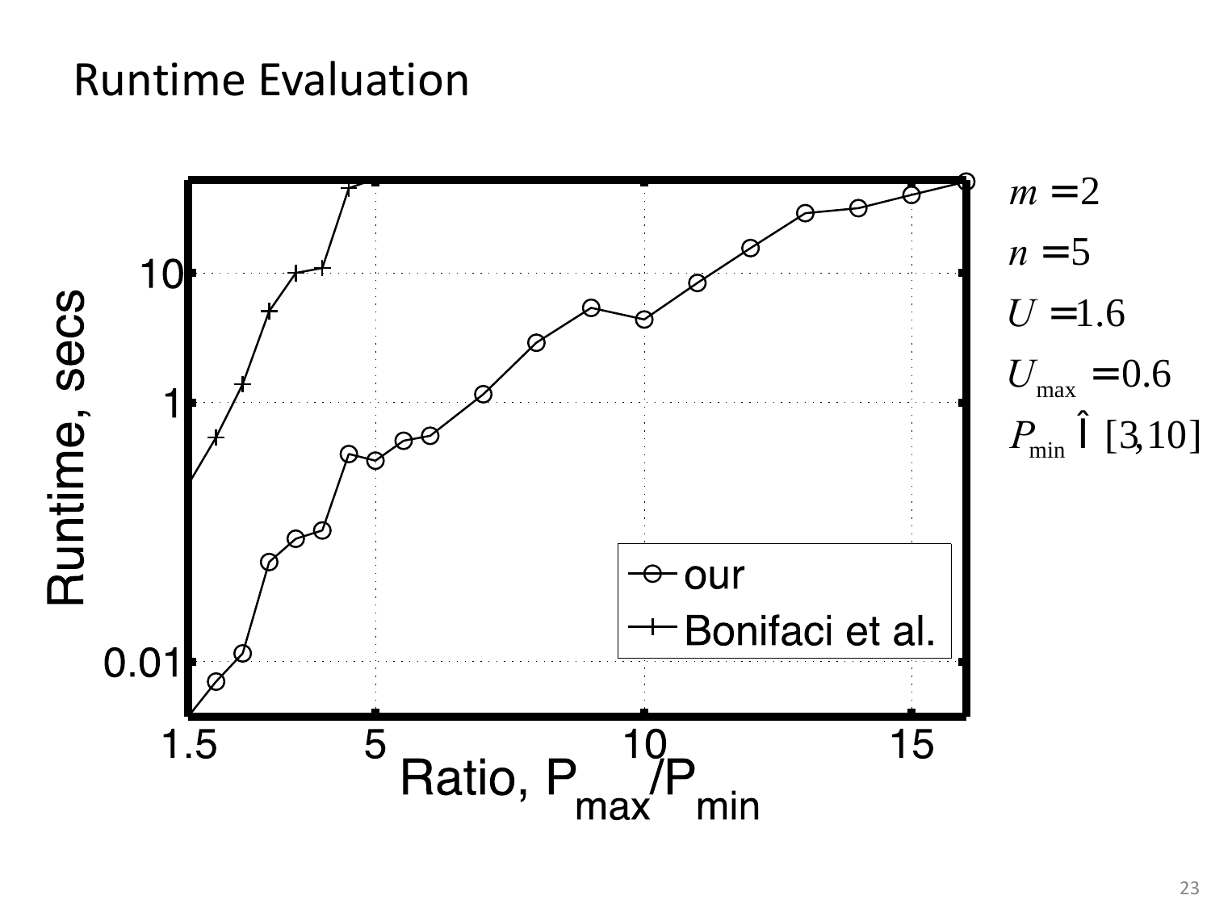# Runtime Evaluation

$m = 2$

$n = 5$

$U = 1.6$

$U_{max} = 0.6$

$P_{min} \in [3, 10]$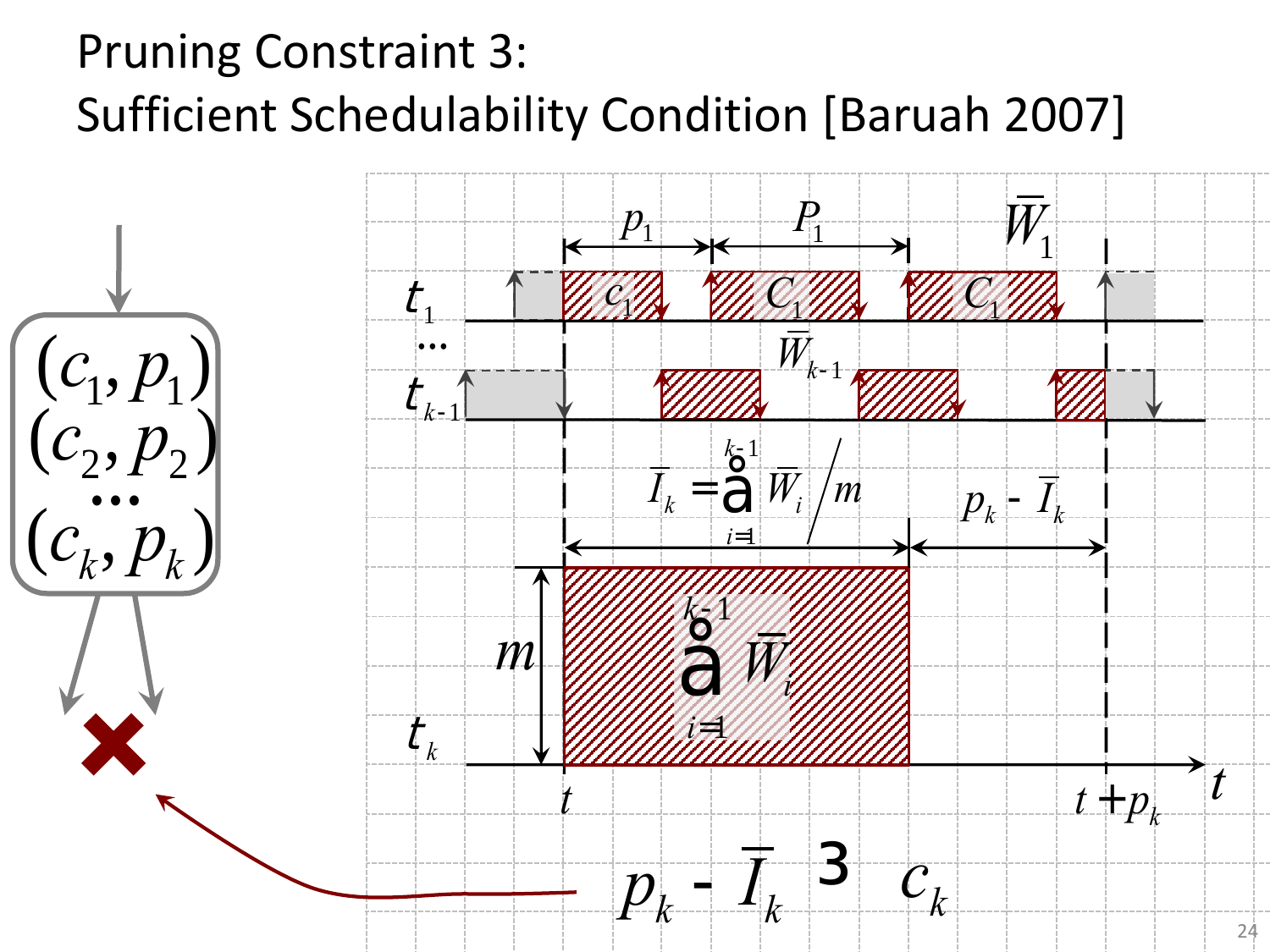# Pruning Constraint 3:
# Sufficient Schedulability Condition [Baruah 2007]

$(c_1, p_1)$
$(c_2, p_2)$
$\cdots$
$(c_k, p_k)$

$t_1$ $\cdots$ $t_{k-1}$ $t_k$

$p_1$ $P_1$ $\bar{W}_1$ $c_1$ $C_1$ $C_1$

$\bar{W}_{k-1}$

$\bar{I}_k = \sum_{i=1}^{k-1} \bar{W}_i / m$ $\qquad p_k - \bar{I}_k$

$m$ $\qquad \sum_{i=1}^{k-1} \bar{W}_i$

$t \qquad t + p_k \qquad t$

$$p_k - \bar{I}_k \geq c_k$$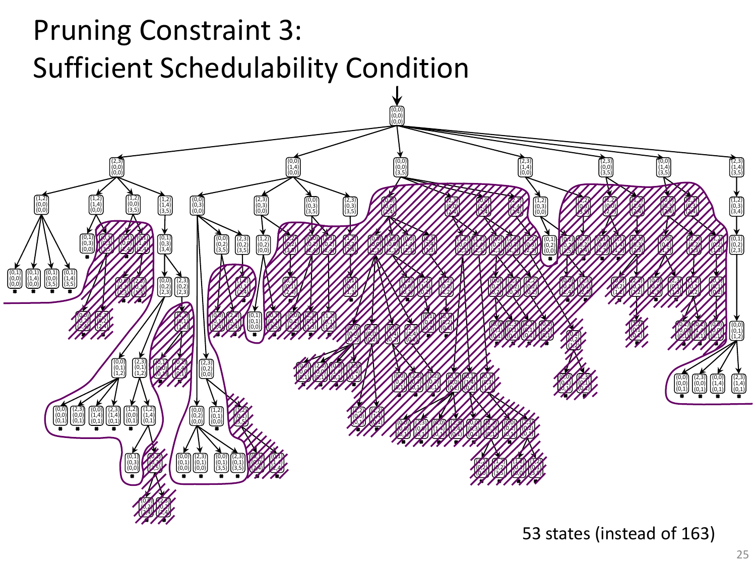# Pruning Constraint 3: Sufficient Schedulability Condition

53 states (instead of 163)